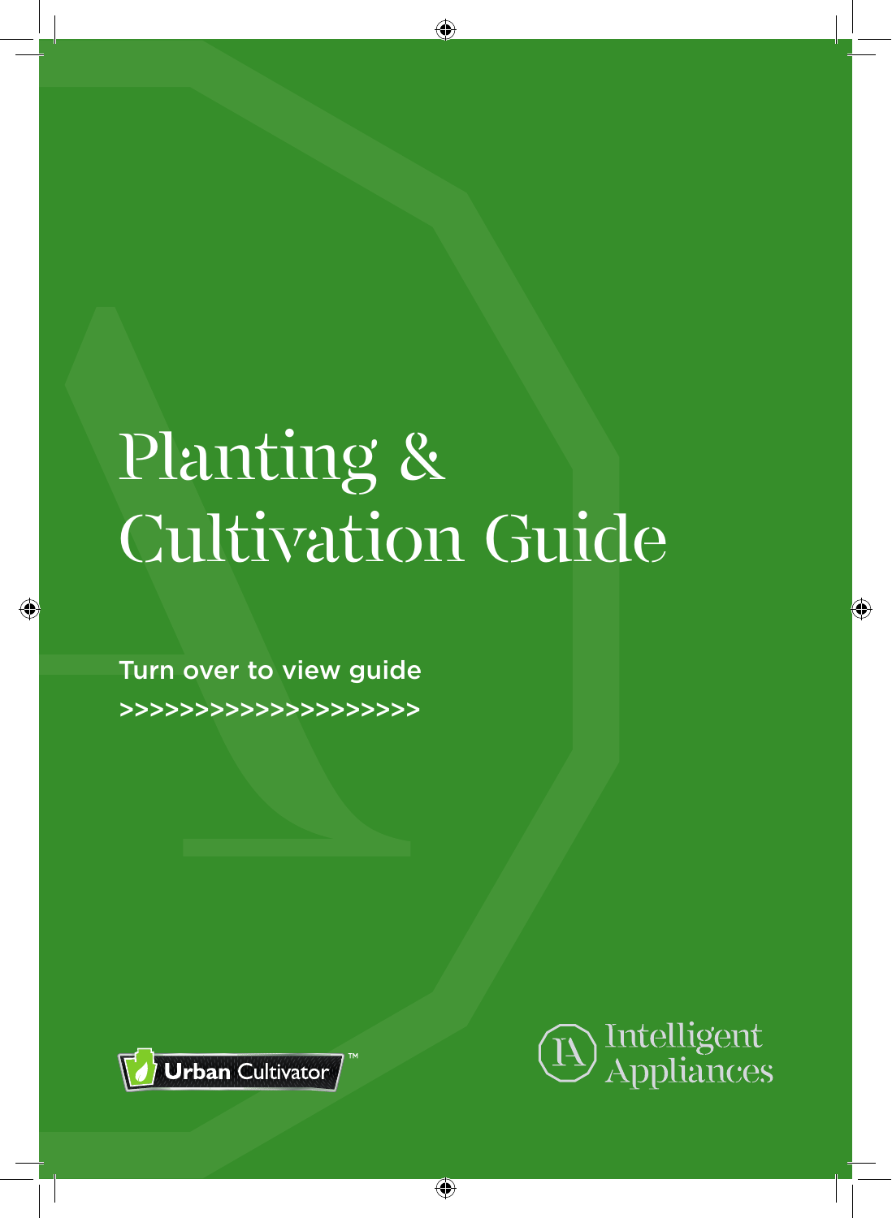# Planting & Cultivation Guide

Turn over to view guide

>>>>>>>>>>>>>>>>>>>>

Urban Cultivator™

Intelligent Appliances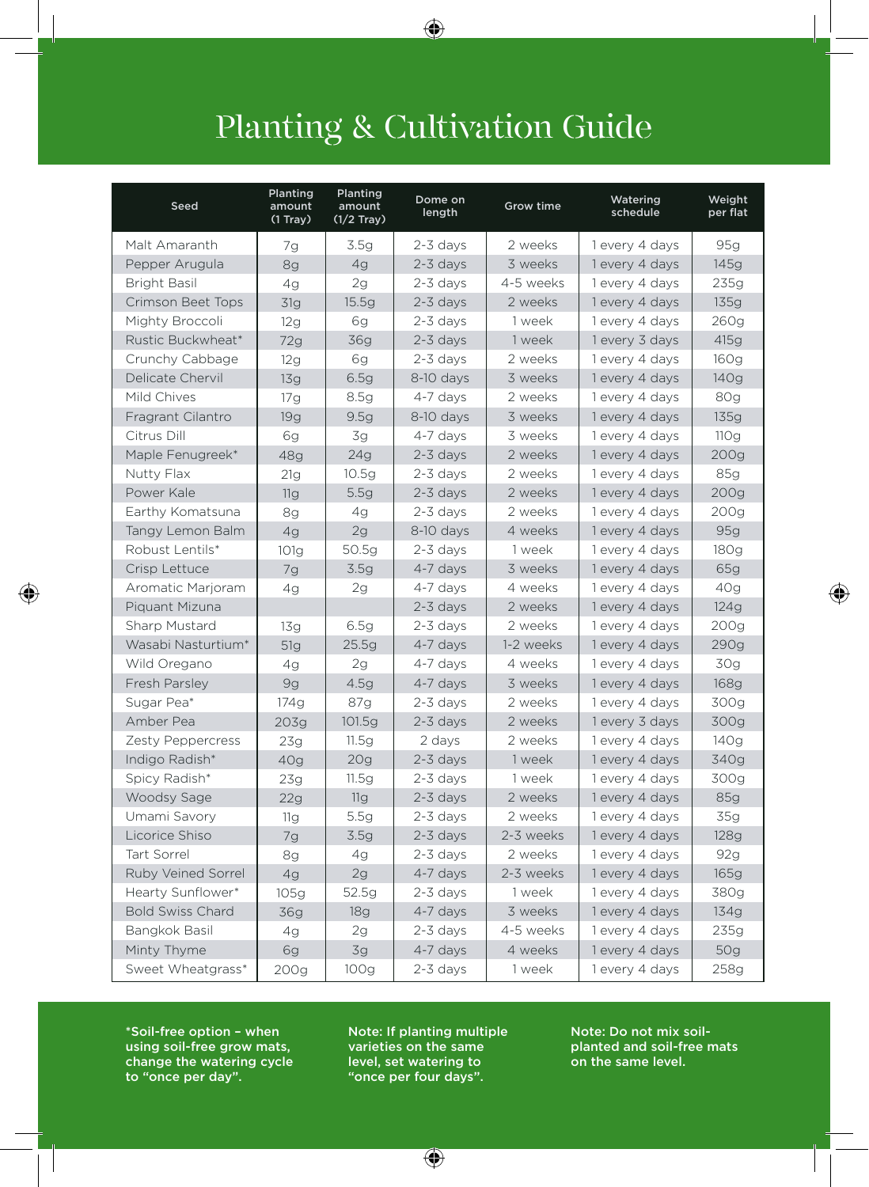# Planting & Cultivation Guide

| Seed | Planting amount (1 Tray) | Planting amount (1/2 Tray) | Dome on length | Grow time | Watering schedule | Weight per flat |
|---|---|---|---|---|---|---|
| Malt Amaranth | 7g | 3.5g | 2-3 days | 2 weeks | 1 every 4 days | 95g |
| Pepper Arugula | 8g | 4g | 2-3 days | 3 weeks | 1 every 4 days | 145g |
| Bright Basil | 4g | 2g | 2-3 days | 4-5 weeks | 1 every 4 days | 235g |
| Crimson Beet Tops | 31g | 15.5g | 2-3 days | 2 weeks | 1 every 4 days | 135g |
| Mighty Broccoli | 12g | 6g | 2-3 days | 1 week | 1 every 4 days | 260g |
| Rustic Buckwheat* | 72g | 36g | 2-3 days | 1 week | 1 every 3 days | 415g |
| Crunchy Cabbage | 12g | 6g | 2-3 days | 2 weeks | 1 every 4 days | 160g |
| Delicate Chervil | 13g | 6.5g | 8-10 days | 3 weeks | 1 every 4 days | 140g |
| Mild Chives | 17g | 8.5g | 4-7 days | 2 weeks | 1 every 4 days | 80g |
| Fragrant Cilantro | 19g | 9.5g | 8-10 days | 3 weeks | 1 every 4 days | 135g |
| Citrus Dill | 6g | 3g | 4-7 days | 3 weeks | 1 every 4 days | 110g |
| Maple Fenugreek* | 48g | 24g | 2-3 days | 2 weeks | 1 every 4 days | 200g |
| Nutty Flax | 21g | 10.5g | 2-3 days | 2 weeks | 1 every 4 days | 85g |
| Power Kale | 11g | 5.5g | 2-3 days | 2 weeks | 1 every 4 days | 200g |
| Earthy Komatsuna | 8g | 4g | 2-3 days | 2 weeks | 1 every 4 days | 200g |
| Tangy Lemon Balm | 4g | 2g | 8-10 days | 4 weeks | 1 every 4 days | 95g |
| Robust Lentils* | 101g | 50.5g | 2-3 days | 1 week | 1 every 4 days | 180g |
| Crisp Lettuce | 7g | 3.5g | 4-7 days | 3 weeks | 1 every 4 days | 65g |
| Aromatic Marjoram | 4g | 2g | 4-7 days | 4 weeks | 1 every 4 days | 40g |
| Piquant Mizuna | | | 2-3 days | 2 weeks | 1 every 4 days | 124g |
| Sharp Mustard | 13g | 6.5g | 2-3 days | 2 weeks | 1 every 4 days | 200g |
| Wasabi Nasturtium* | 51g | 25.5g | 4-7 days | 1-2 weeks | 1 every 4 days | 290g |
| Wild Oregano | 4g | 2g | 4-7 days | 4 weeks | 1 every 4 days | 30g |
| Fresh Parsley | 9g | 4.5g | 4-7 days | 3 weeks | 1 every 4 days | 168g |
| Sugar Pea* | 174g | 87g | 2-3 days | 2 weeks | 1 every 4 days | 300g |
| Amber Pea | 203g | 101.5g | 2-3 days | 2 weeks | 1 every 3 days | 300g |
| Zesty Peppercress | 23g | 11.5g | 2 days | 2 weeks | 1 every 4 days | 140g |
| Indigo Radish* | 40g | 20g | 2-3 days | 1 week | 1 every 4 days | 340g |
| Spicy Radish* | 23g | 11.5g | 2-3 days | 1 week | 1 every 4 days | 300g |
| Woodsy Sage | 22g | 11g | 2-3 days | 2 weeks | 1 every 4 days | 85g |
| Umami Savory | 11g | 5.5g | 2-3 days | 2 weeks | 1 every 4 days | 35g |
| Licorice Shiso | 7g | 3.5g | 2-3 days | 2-3 weeks | 1 every 4 days | 128g |
| Tart Sorrel | 8g | 4g | 2-3 days | 2 weeks | 1 every 4 days | 92g |
| Ruby Veined Sorrel | 4g | 2g | 4-7 days | 2-3 weeks | 1 every 4 days | 165g |
| Hearty Sunflower* | 105g | 52.5g | 2-3 days | 1 week | 1 every 4 days | 380g |
| Bold Swiss Chard | 36g | 18g | 4-7 days | 3 weeks | 1 every 4 days | 134g |
| Bangkok Basil | 4g | 2g | 2-3 days | 4-5 weeks | 1 every 4 days | 235g |
| Minty Thyme | 6g | 3g | 4-7 days | 4 weeks | 1 every 4 days | 50g |
| Sweet Wheatgrass* | 200g | 100g | 2-3 days | 1 week | 1 every 4 days | 258g |

**\*Soil-free option – when using soil-free grow mats, change the watering cycle to "once per day".**

**Note: If planting multiple varieties on the same level, set watering to "once per four days".**

**Note: Do not mix soil-planted and soil-free mats on the same level.**